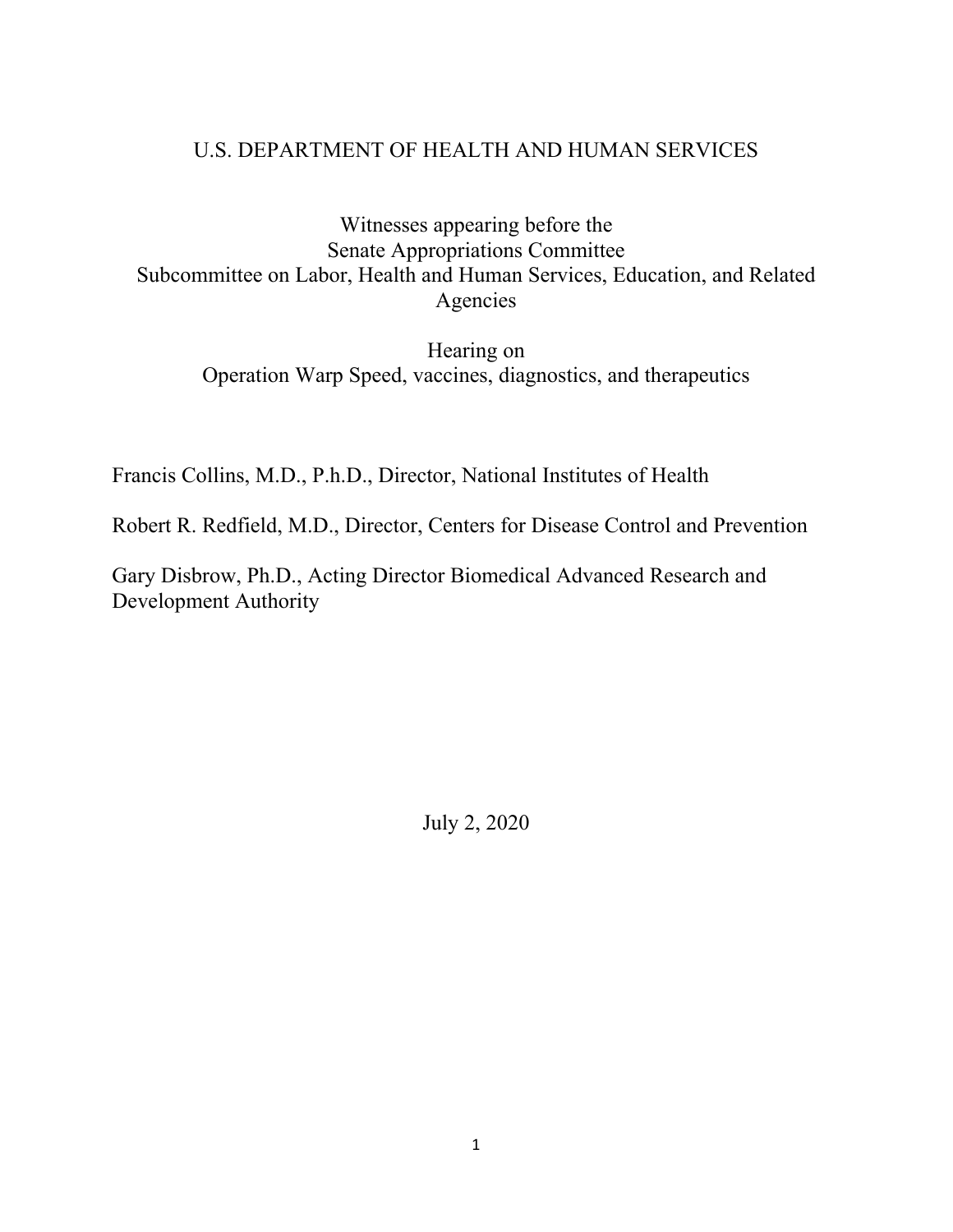# U.S. DEPARTMENT OF HEALTH AND HUMAN SERVICES

Witnesses appearing before the
Senate Appropriations Committee
Subcommittee on Labor, Health and Human Services, Education, and Related Agencies

Hearing on
Operation Warp Speed, vaccines, diagnostics, and therapeutics

Francis Collins, M.D., P.h.D., Director, National Institutes of Health

Robert R. Redfield, M.D., Director, Centers for Disease Control and Prevention

Gary Disbrow, Ph.D., Acting Director Biomedical Advanced Research and Development Authority

July 2, 2020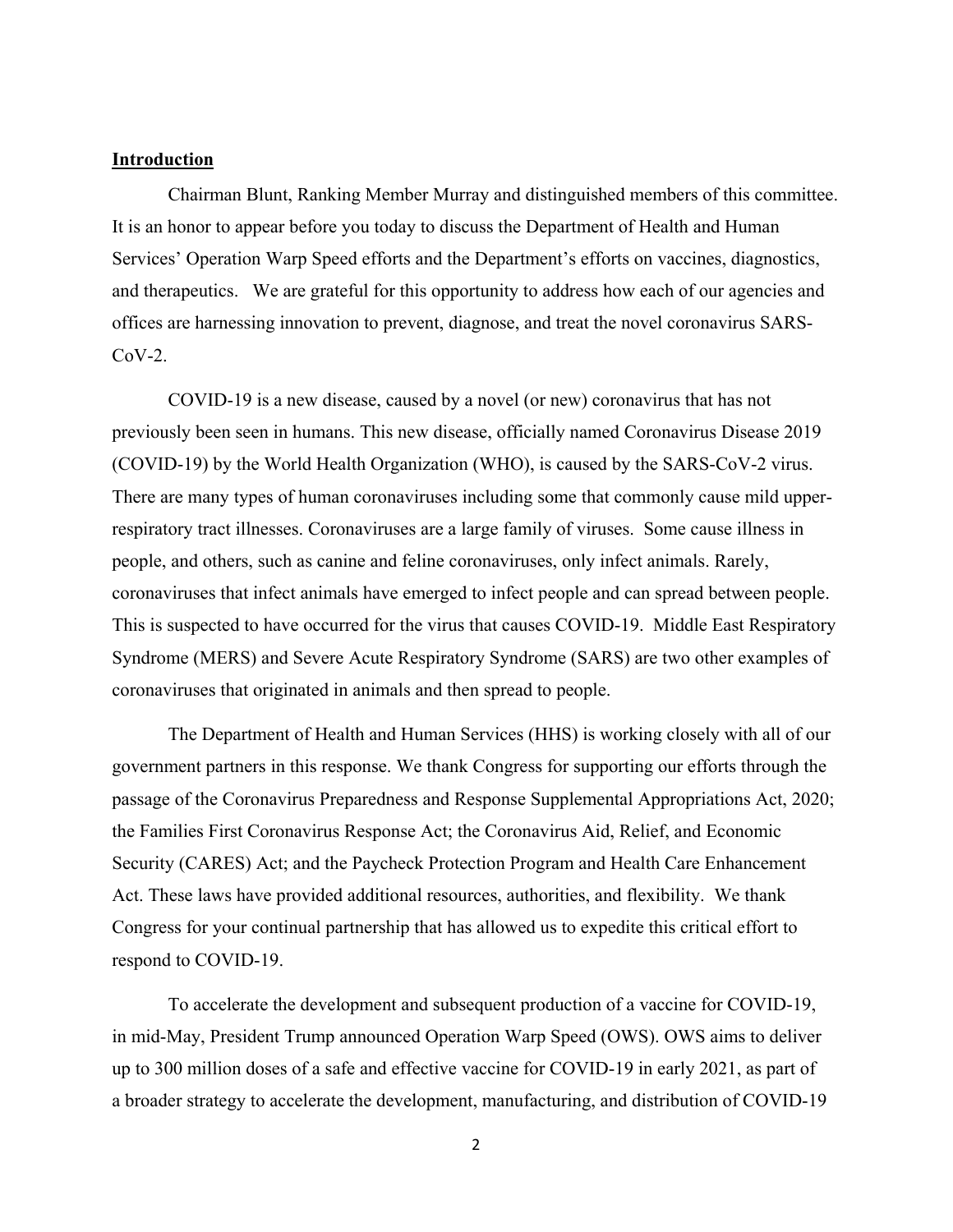**Introduction**

Chairman Blunt, Ranking Member Murray and distinguished members of this committee. It is an honor to appear before you today to discuss the Department of Health and Human Services' Operation Warp Speed efforts and the Department's efforts on vaccines, diagnostics, and therapeutics. We are grateful for this opportunity to address how each of our agencies and offices are harnessing innovation to prevent, diagnose, and treat the novel coronavirus SARS-CoV-2.

COVID-19 is a new disease, caused by a novel (or new) coronavirus that has not previously been seen in humans. This new disease, officially named Coronavirus Disease 2019 (COVID-19) by the World Health Organization (WHO), is caused by the SARS-CoV-2 virus. There are many types of human coronaviruses including some that commonly cause mild upper-respiratory tract illnesses. Coronaviruses are a large family of viruses. Some cause illness in people, and others, such as canine and feline coronaviruses, only infect animals. Rarely, coronaviruses that infect animals have emerged to infect people and can spread between people. This is suspected to have occurred for the virus that causes COVID-19. Middle East Respiratory Syndrome (MERS) and Severe Acute Respiratory Syndrome (SARS) are two other examples of coronaviruses that originated in animals and then spread to people.

The Department of Health and Human Services (HHS) is working closely with all of our government partners in this response. We thank Congress for supporting our efforts through the passage of the Coronavirus Preparedness and Response Supplemental Appropriations Act, 2020; the Families First Coronavirus Response Act; the Coronavirus Aid, Relief, and Economic Security (CARES) Act; and the Paycheck Protection Program and Health Care Enhancement Act. These laws have provided additional resources, authorities, and flexibility. We thank Congress for your continual partnership that has allowed us to expedite this critical effort to respond to COVID-19.

To accelerate the development and subsequent production of a vaccine for COVID-19, in mid-May, President Trump announced Operation Warp Speed (OWS). OWS aims to deliver up to 300 million doses of a safe and effective vaccine for COVID-19 in early 2021, as part of a broader strategy to accelerate the development, manufacturing, and distribution of COVID-19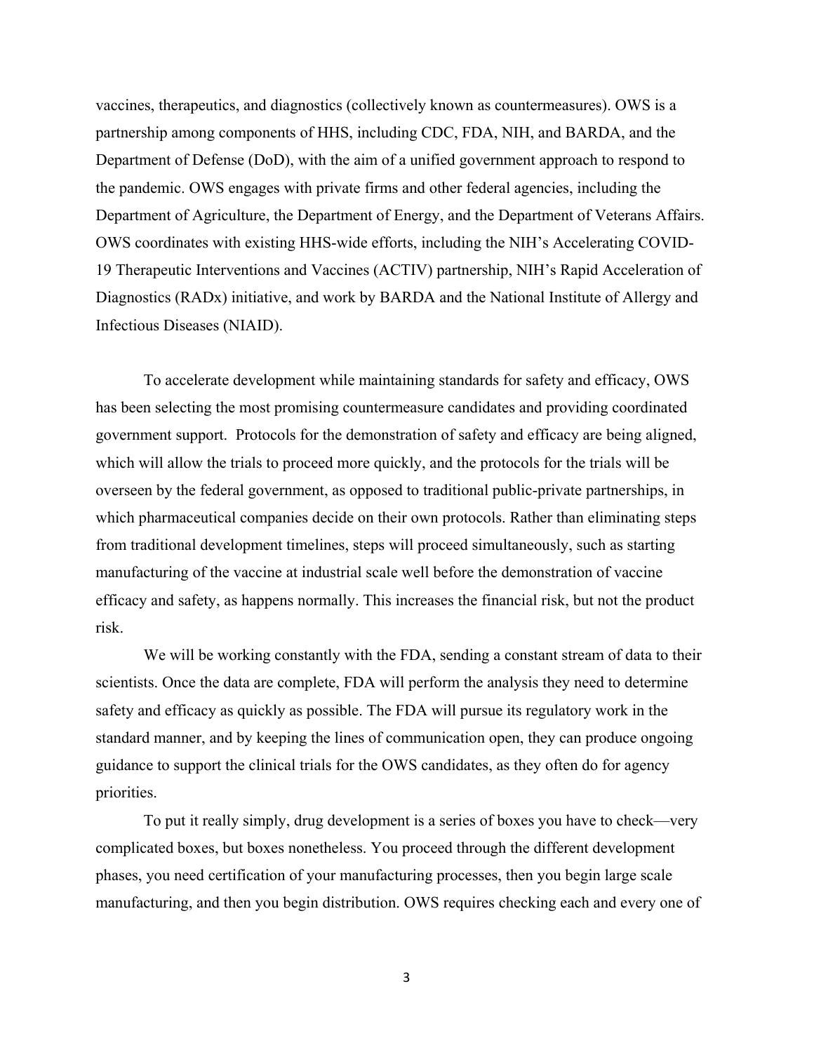vaccines, therapeutics, and diagnostics (collectively known as countermeasures). OWS is a partnership among components of HHS, including CDC, FDA, NIH, and BARDA, and the Department of Defense (DoD), with the aim of a unified government approach to respond to the pandemic. OWS engages with private firms and other federal agencies, including the Department of Agriculture, the Department of Energy, and the Department of Veterans Affairs. OWS coordinates with existing HHS-wide efforts, including the NIH's Accelerating COVID-19 Therapeutic Interventions and Vaccines (ACTIV) partnership, NIH's Rapid Acceleration of Diagnostics (RADx) initiative, and work by BARDA and the National Institute of Allergy and Infectious Diseases (NIAID).

To accelerate development while maintaining standards for safety and efficacy, OWS has been selecting the most promising countermeasure candidates and providing coordinated government support. Protocols for the demonstration of safety and efficacy are being aligned, which will allow the trials to proceed more quickly, and the protocols for the trials will be overseen by the federal government, as opposed to traditional public-private partnerships, in which pharmaceutical companies decide on their own protocols. Rather than eliminating steps from traditional development timelines, steps will proceed simultaneously, such as starting manufacturing of the vaccine at industrial scale well before the demonstration of vaccine efficacy and safety, as happens normally. This increases the financial risk, but not the product risk.

We will be working constantly with the FDA, sending a constant stream of data to their scientists. Once the data are complete, FDA will perform the analysis they need to determine safety and efficacy as quickly as possible. The FDA will pursue its regulatory work in the standard manner, and by keeping the lines of communication open, they can produce ongoing guidance to support the clinical trials for the OWS candidates, as they often do for agency priorities.

To put it really simply, drug development is a series of boxes you have to check—very complicated boxes, but boxes nonetheless. You proceed through the different development phases, you need certification of your manufacturing processes, then you begin large scale manufacturing, and then you begin distribution. OWS requires checking each and every one of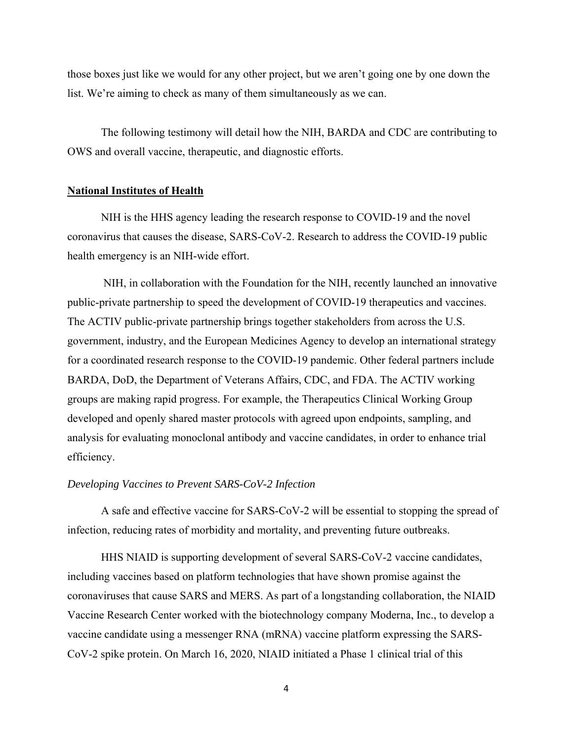those boxes just like we would for any other project, but we aren't going one by one down the list. We're aiming to check as many of them simultaneously as we can.

The following testimony will detail how the NIH, BARDA and CDC are contributing to OWS and overall vaccine, therapeutic, and diagnostic efforts.

## National Institutes of Health

NIH is the HHS agency leading the research response to COVID-19 and the novel coronavirus that causes the disease, SARS-CoV-2. Research to address the COVID-19 public health emergency is an NIH-wide effort.

NIH, in collaboration with the Foundation for the NIH, recently launched an innovative public-private partnership to speed the development of COVID-19 therapeutics and vaccines. The ACTIV public-private partnership brings together stakeholders from across the U.S. government, industry, and the European Medicines Agency to develop an international strategy for a coordinated research response to the COVID-19 pandemic. Other federal partners include BARDA, DoD, the Department of Veterans Affairs, CDC, and FDA. The ACTIV working groups are making rapid progress. For example, the Therapeutics Clinical Working Group developed and openly shared master protocols with agreed upon endpoints, sampling, and analysis for evaluating monoclonal antibody and vaccine candidates, in order to enhance trial efficiency.

### *Developing Vaccines to Prevent SARS-CoV-2 Infection*

A safe and effective vaccine for SARS-CoV-2 will be essential to stopping the spread of infection, reducing rates of morbidity and mortality, and preventing future outbreaks.

HHS NIAID is supporting development of several SARS-CoV-2 vaccine candidates, including vaccines based on platform technologies that have shown promise against the coronaviruses that cause SARS and MERS. As part of a longstanding collaboration, the NIAID Vaccine Research Center worked with the biotechnology company Moderna, Inc., to develop a vaccine candidate using a messenger RNA (mRNA) vaccine platform expressing the SARS-CoV-2 spike protein. On March 16, 2020, NIAID initiated a Phase 1 clinical trial of this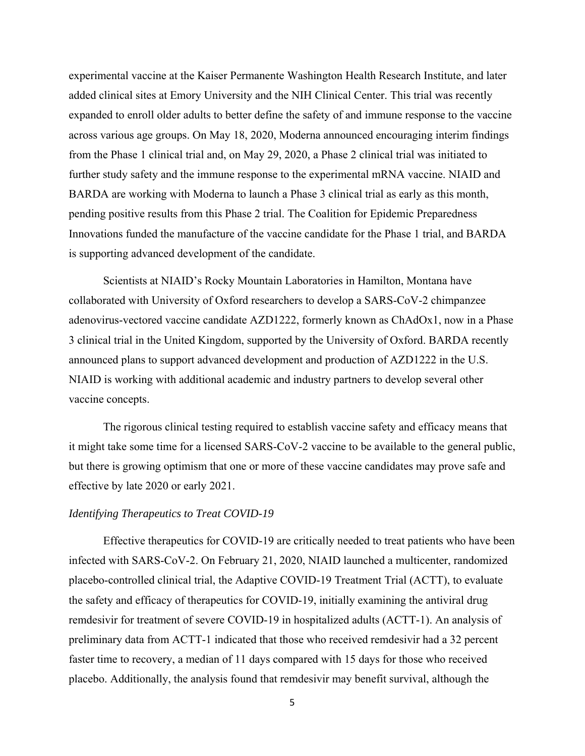experimental vaccine at the Kaiser Permanente Washington Health Research Institute, and later added clinical sites at Emory University and the NIH Clinical Center. This trial was recently expanded to enroll older adults to better define the safety of and immune response to the vaccine across various age groups. On May 18, 2020, Moderna announced encouraging interim findings from the Phase 1 clinical trial and, on May 29, 2020, a Phase 2 clinical trial was initiated to further study safety and the immune response to the experimental mRNA vaccine. NIAID and BARDA are working with Moderna to launch a Phase 3 clinical trial as early as this month, pending positive results from this Phase 2 trial. The Coalition for Epidemic Preparedness Innovations funded the manufacture of the vaccine candidate for the Phase 1 trial, and BARDA is supporting advanced development of the candidate.

Scientists at NIAID's Rocky Mountain Laboratories in Hamilton, Montana have collaborated with University of Oxford researchers to develop a SARS-CoV-2 chimpanzee adenovirus-vectored vaccine candidate AZD1222, formerly known as ChAdOx1, now in a Phase 3 clinical trial in the United Kingdom, supported by the University of Oxford. BARDA recently announced plans to support advanced development and production of AZD1222 in the U.S. NIAID is working with additional academic and industry partners to develop several other vaccine concepts.

The rigorous clinical testing required to establish vaccine safety and efficacy means that it might take some time for a licensed SARS-CoV-2 vaccine to be available to the general public, but there is growing optimism that one or more of these vaccine candidates may prove safe and effective by late 2020 or early 2021.

*Identifying Therapeutics to Treat COVID-19*

Effective therapeutics for COVID-19 are critically needed to treat patients who have been infected with SARS-CoV-2. On February 21, 2020, NIAID launched a multicenter, randomized placebo-controlled clinical trial, the Adaptive COVID-19 Treatment Trial (ACTT), to evaluate the safety and efficacy of therapeutics for COVID-19, initially examining the antiviral drug remdesivir for treatment of severe COVID-19 in hospitalized adults (ACTT-1). An analysis of preliminary data from ACTT-1 indicated that those who received remdesivir had a 32 percent faster time to recovery, a median of 11 days compared with 15 days for those who received placebo. Additionally, the analysis found that remdesivir may benefit survival, although the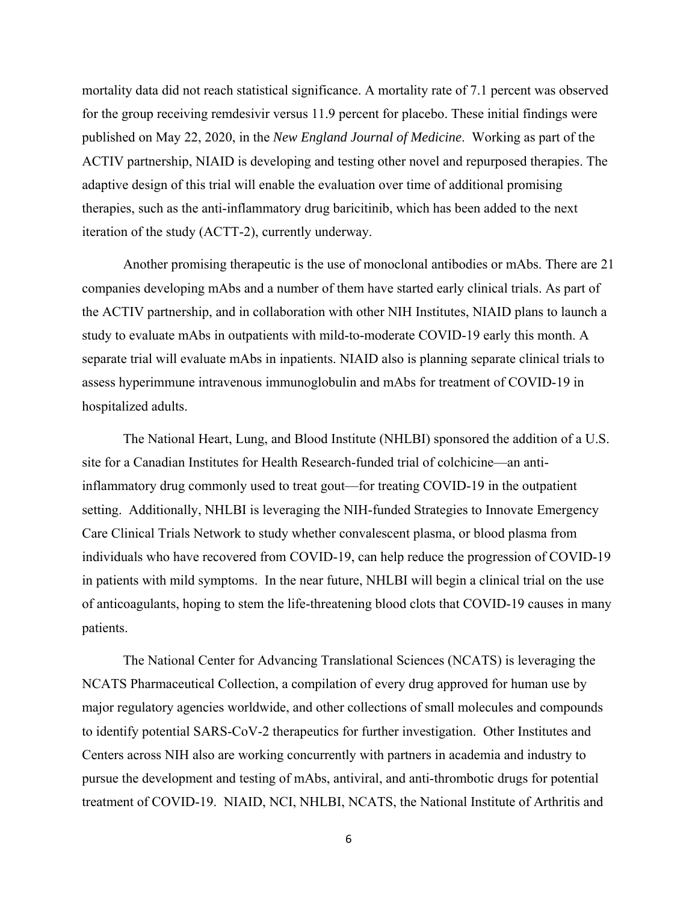mortality data did not reach statistical significance. A mortality rate of 7.1 percent was observed for the group receiving remdesivir versus 11.9 percent for placebo. These initial findings were published on May 22, 2020, in the *New England Journal of Medicine*. Working as part of the ACTIV partnership, NIAID is developing and testing other novel and repurposed therapies. The adaptive design of this trial will enable the evaluation over time of additional promising therapies, such as the anti-inflammatory drug baricitinib, which has been added to the next iteration of the study (ACTT-2), currently underway.

Another promising therapeutic is the use of monoclonal antibodies or mAbs. There are 21 companies developing mAbs and a number of them have started early clinical trials. As part of the ACTIV partnership, and in collaboration with other NIH Institutes, NIAID plans to launch a study to evaluate mAbs in outpatients with mild-to-moderate COVID-19 early this month. A separate trial will evaluate mAbs in inpatients. NIAID also is planning separate clinical trials to assess hyperimmune intravenous immunoglobulin and mAbs for treatment of COVID-19 in hospitalized adults.

The National Heart, Lung, and Blood Institute (NHLBI) sponsored the addition of a U.S. site for a Canadian Institutes for Health Research-funded trial of colchicine—an anti-inflammatory drug commonly used to treat gout—for treating COVID-19 in the outpatient setting. Additionally, NHLBI is leveraging the NIH-funded Strategies to Innovate Emergency Care Clinical Trials Network to study whether convalescent plasma, or blood plasma from individuals who have recovered from COVID-19, can help reduce the progression of COVID-19 in patients with mild symptoms. In the near future, NHLBI will begin a clinical trial on the use of anticoagulants, hoping to stem the life-threatening blood clots that COVID-19 causes in many patients.

The National Center for Advancing Translational Sciences (NCATS) is leveraging the NCATS Pharmaceutical Collection, a compilation of every drug approved for human use by major regulatory agencies worldwide, and other collections of small molecules and compounds to identify potential SARS-CoV-2 therapeutics for further investigation. Other Institutes and Centers across NIH also are working concurrently with partners in academia and industry to pursue the development and testing of mAbs, antiviral, and anti-thrombotic drugs for potential treatment of COVID-19. NIAID, NCI, NHLBI, NCATS, the National Institute of Arthritis and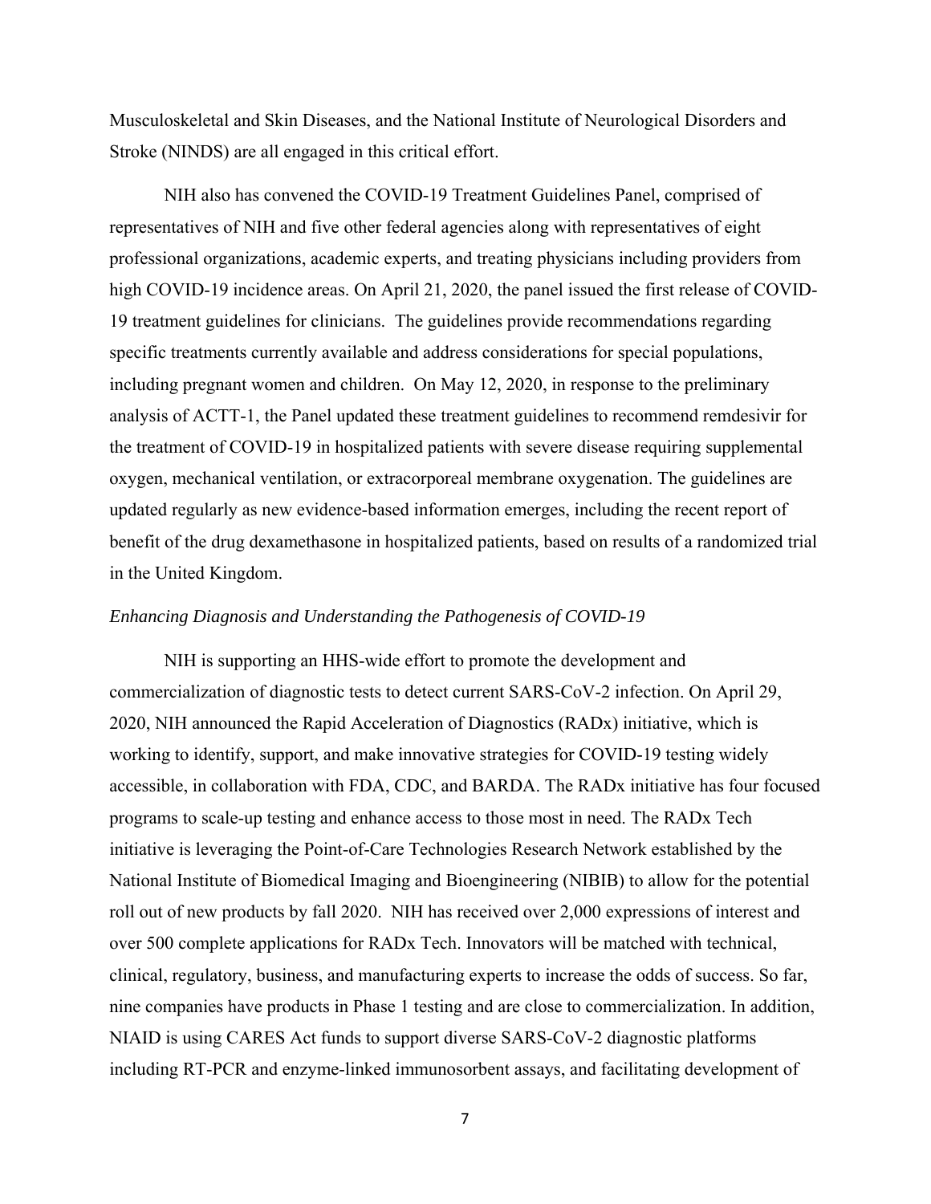Musculoskeletal and Skin Diseases, and the National Institute of Neurological Disorders and Stroke (NINDS) are all engaged in this critical effort.

NIH also has convened the COVID-19 Treatment Guidelines Panel, comprised of representatives of NIH and five other federal agencies along with representatives of eight professional organizations, academic experts, and treating physicians including providers from high COVID-19 incidence areas. On April 21, 2020, the panel issued the first release of COVID-19 treatment guidelines for clinicians. The guidelines provide recommendations regarding specific treatments currently available and address considerations for special populations, including pregnant women and children. On May 12, 2020, in response to the preliminary analysis of ACTT-1, the Panel updated these treatment guidelines to recommend remdesivir for the treatment of COVID-19 in hospitalized patients with severe disease requiring supplemental oxygen, mechanical ventilation, or extracorporeal membrane oxygenation. The guidelines are updated regularly as new evidence-based information emerges, including the recent report of benefit of the drug dexamethasone in hospitalized patients, based on results of a randomized trial in the United Kingdom.

*Enhancing Diagnosis and Understanding the Pathogenesis of COVID-19*

NIH is supporting an HHS-wide effort to promote the development and commercialization of diagnostic tests to detect current SARS-CoV-2 infection. On April 29, 2020, NIH announced the Rapid Acceleration of Diagnostics (RADx) initiative, which is working to identify, support, and make innovative strategies for COVID-19 testing widely accessible, in collaboration with FDA, CDC, and BARDA. The RADx initiative has four focused programs to scale-up testing and enhance access to those most in need. The RADx Tech initiative is leveraging the Point-of-Care Technologies Research Network established by the National Institute of Biomedical Imaging and Bioengineering (NIBIB) to allow for the potential roll out of new products by fall 2020. NIH has received over 2,000 expressions of interest and over 500 complete applications for RADx Tech. Innovators will be matched with technical, clinical, regulatory, business, and manufacturing experts to increase the odds of success. So far, nine companies have products in Phase 1 testing and are close to commercialization. In addition, NIAID is using CARES Act funds to support diverse SARS-CoV-2 diagnostic platforms including RT-PCR and enzyme-linked immunosorbent assays, and facilitating development of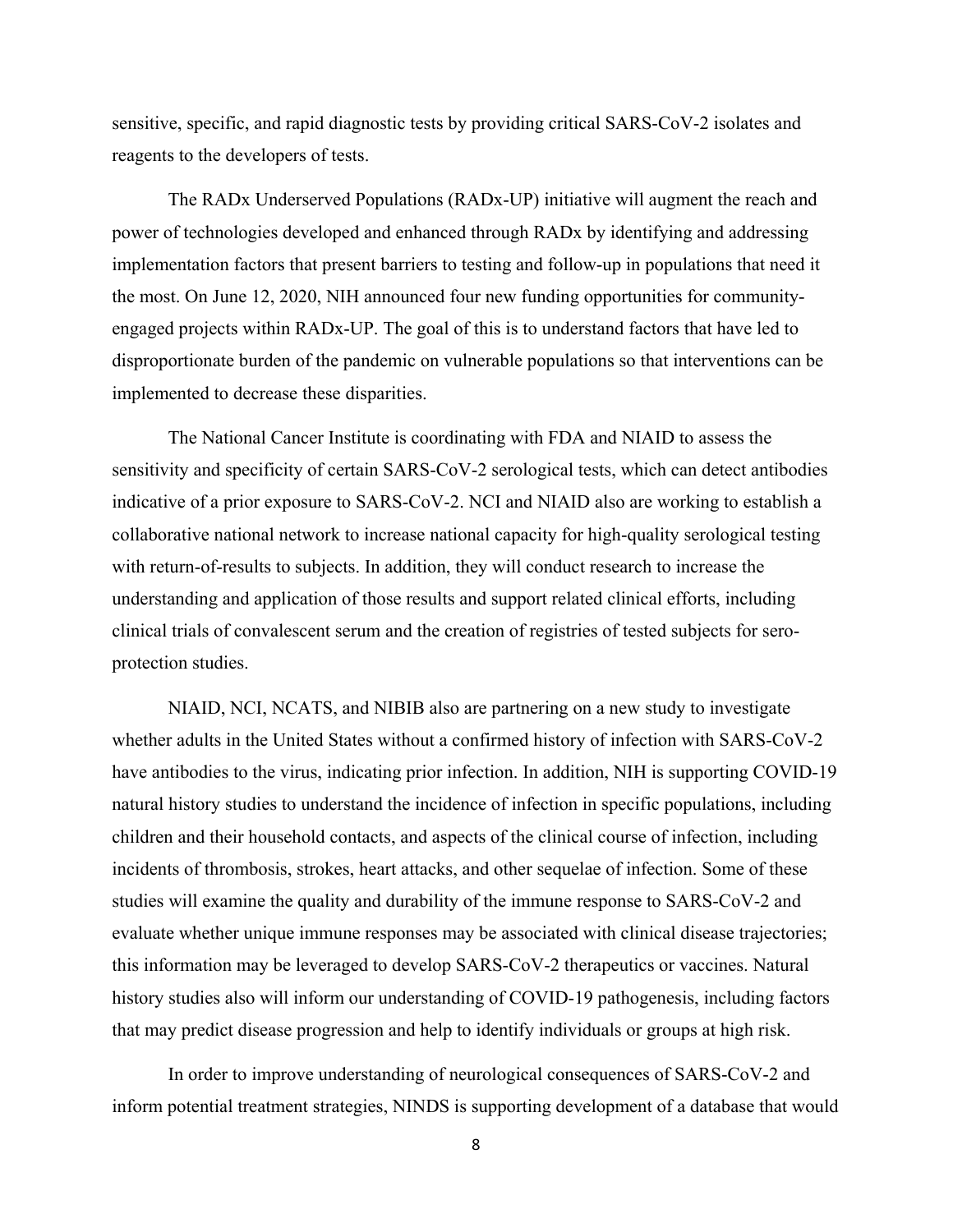sensitive, specific, and rapid diagnostic tests by providing critical SARS-CoV-2 isolates and reagents to the developers of tests.

The RADx Underserved Populations (RADx-UP) initiative will augment the reach and power of technologies developed and enhanced through RADx by identifying and addressing implementation factors that present barriers to testing and follow-up in populations that need it the most. On June 12, 2020, NIH announced four new funding opportunities for community-engaged projects within RADx-UP. The goal of this is to understand factors that have led to disproportionate burden of the pandemic on vulnerable populations so that interventions can be implemented to decrease these disparities.

The National Cancer Institute is coordinating with FDA and NIAID to assess the sensitivity and specificity of certain SARS-CoV-2 serological tests, which can detect antibodies indicative of a prior exposure to SARS-CoV-2. NCI and NIAID also are working to establish a collaborative national network to increase national capacity for high-quality serological testing with return-of-results to subjects. In addition, they will conduct research to increase the understanding and application of those results and support related clinical efforts, including clinical trials of convalescent serum and the creation of registries of tested subjects for sero-protection studies.

NIAID, NCI, NCATS, and NIBIB also are partnering on a new study to investigate whether adults in the United States without a confirmed history of infection with SARS-CoV-2 have antibodies to the virus, indicating prior infection. In addition, NIH is supporting COVID-19 natural history studies to understand the incidence of infection in specific populations, including children and their household contacts, and aspects of the clinical course of infection, including incidents of thrombosis, strokes, heart attacks, and other sequelae of infection. Some of these studies will examine the quality and durability of the immune response to SARS-CoV-2 and evaluate whether unique immune responses may be associated with clinical disease trajectories; this information may be leveraged to develop SARS-CoV-2 therapeutics or vaccines. Natural history studies also will inform our understanding of COVID-19 pathogenesis, including factors that may predict disease progression and help to identify individuals or groups at high risk.

In order to improve understanding of neurological consequences of SARS-CoV-2 and inform potential treatment strategies, NINDS is supporting development of a database that would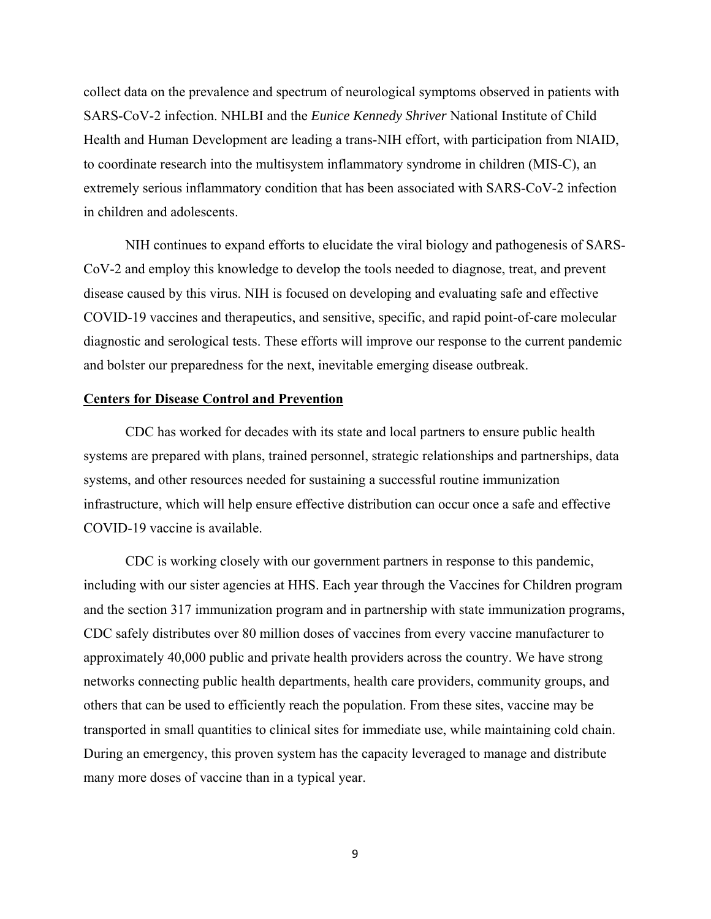collect data on the prevalence and spectrum of neurological symptoms observed in patients with SARS-CoV-2 infection. NHLBI and the *Eunice Kennedy Shriver* National Institute of Child Health and Human Development are leading a trans-NIH effort, with participation from NIAID, to coordinate research into the multisystem inflammatory syndrome in children (MIS-C), an extremely serious inflammatory condition that has been associated with SARS-CoV-2 infection in children and adolescents.

NIH continues to expand efforts to elucidate the viral biology and pathogenesis of SARS-CoV-2 and employ this knowledge to develop the tools needed to diagnose, treat, and prevent disease caused by this virus. NIH is focused on developing and evaluating safe and effective COVID-19 vaccines and therapeutics, and sensitive, specific, and rapid point-of-care molecular diagnostic and serological tests. These efforts will improve our response to the current pandemic and bolster our preparedness for the next, inevitable emerging disease outbreak.

## Centers for Disease Control and Prevention

CDC has worked for decades with its state and local partners to ensure public health systems are prepared with plans, trained personnel, strategic relationships and partnerships, data systems, and other resources needed for sustaining a successful routine immunization infrastructure, which will help ensure effective distribution can occur once a safe and effective COVID-19 vaccine is available.

CDC is working closely with our government partners in response to this pandemic, including with our sister agencies at HHS. Each year through the Vaccines for Children program and the section 317 immunization program and in partnership with state immunization programs, CDC safely distributes over 80 million doses of vaccines from every vaccine manufacturer to approximately 40,000 public and private health providers across the country. We have strong networks connecting public health departments, health care providers, community groups, and others that can be used to efficiently reach the population. From these sites, vaccine may be transported in small quantities to clinical sites for immediate use, while maintaining cold chain. During an emergency, this proven system has the capacity leveraged to manage and distribute many more doses of vaccine than in a typical year.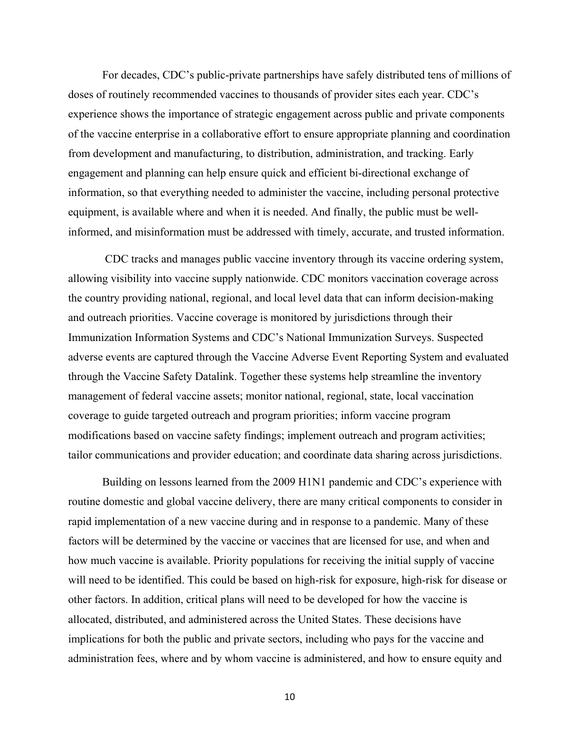For decades, CDC's public-private partnerships have safely distributed tens of millions of doses of routinely recommended vaccines to thousands of provider sites each year. CDC's experience shows the importance of strategic engagement across public and private components of the vaccine enterprise in a collaborative effort to ensure appropriate planning and coordination from development and manufacturing, to distribution, administration, and tracking. Early engagement and planning can help ensure quick and efficient bi-directional exchange of information, so that everything needed to administer the vaccine, including personal protective equipment, is available where and when it is needed. And finally, the public must be well-informed, and misinformation must be addressed with timely, accurate, and trusted information.

CDC tracks and manages public vaccine inventory through its vaccine ordering system, allowing visibility into vaccine supply nationwide. CDC monitors vaccination coverage across the country providing national, regional, and local level data that can inform decision-making and outreach priorities. Vaccine coverage is monitored by jurisdictions through their Immunization Information Systems and CDC's National Immunization Surveys. Suspected adverse events are captured through the Vaccine Adverse Event Reporting System and evaluated through the Vaccine Safety Datalink. Together these systems help streamline the inventory management of federal vaccine assets; monitor national, regional, state, local vaccination coverage to guide targeted outreach and program priorities; inform vaccine program modifications based on vaccine safety findings; implement outreach and program activities; tailor communications and provider education; and coordinate data sharing across jurisdictions.

Building on lessons learned from the 2009 H1N1 pandemic and CDC's experience with routine domestic and global vaccine delivery, there are many critical components to consider in rapid implementation of a new vaccine during and in response to a pandemic. Many of these factors will be determined by the vaccine or vaccines that are licensed for use, and when and how much vaccine is available. Priority populations for receiving the initial supply of vaccine will need to be identified. This could be based on high-risk for exposure, high-risk for disease or other factors. In addition, critical plans will need to be developed for how the vaccine is allocated, distributed, and administered across the United States. These decisions have implications for both the public and private sectors, including who pays for the vaccine and administration fees, where and by whom vaccine is administered, and how to ensure equity and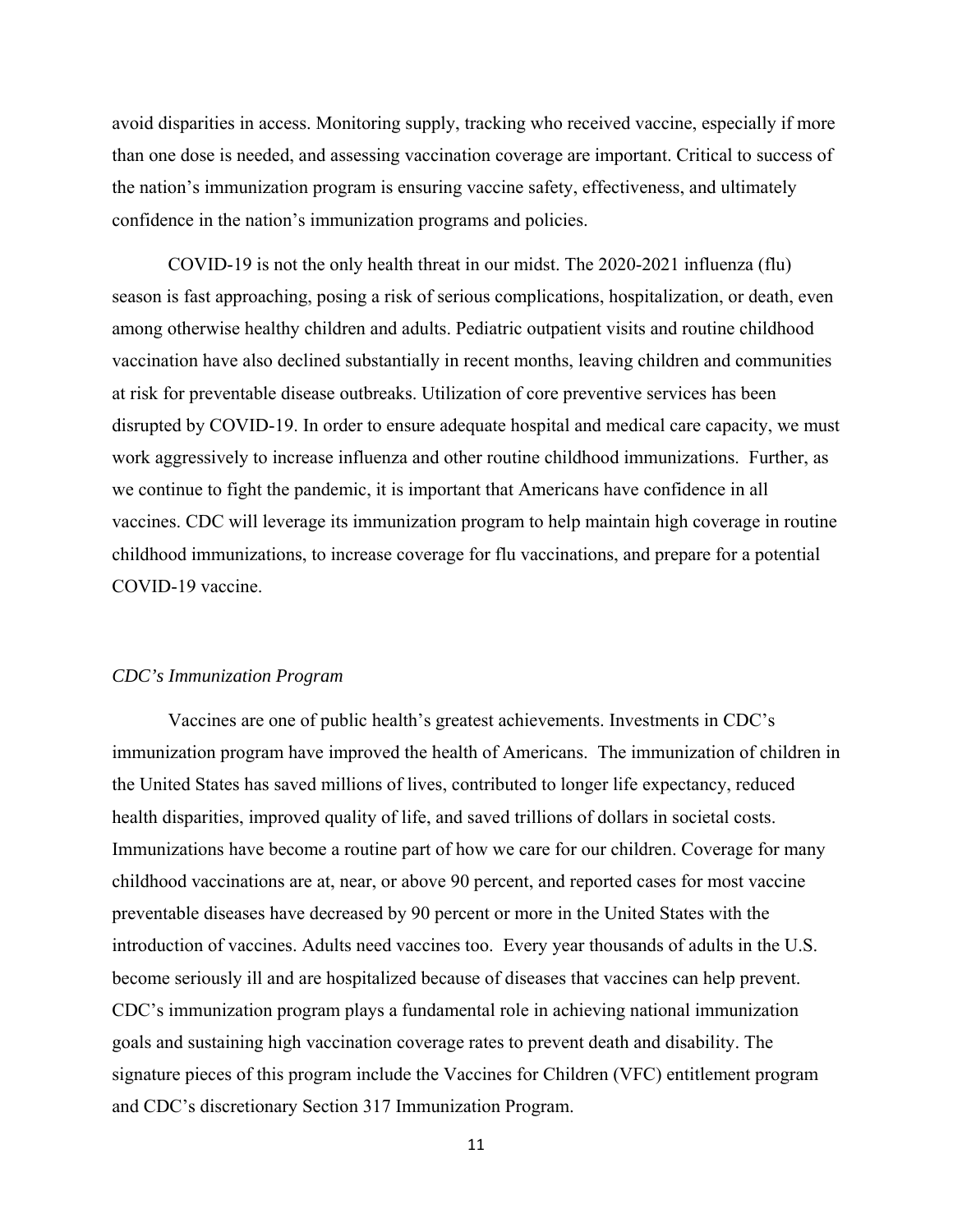avoid disparities in access. Monitoring supply, tracking who received vaccine, especially if more than one dose is needed, and assessing vaccination coverage are important. Critical to success of the nation's immunization program is ensuring vaccine safety, effectiveness, and ultimately confidence in the nation's immunization programs and policies.

COVID-19 is not the only health threat in our midst. The 2020-2021 influenza (flu) season is fast approaching, posing a risk of serious complications, hospitalization, or death, even among otherwise healthy children and adults. Pediatric outpatient visits and routine childhood vaccination have also declined substantially in recent months, leaving children and communities at risk for preventable disease outbreaks. Utilization of core preventive services has been disrupted by COVID-19. In order to ensure adequate hospital and medical care capacity, we must work aggressively to increase influenza and other routine childhood immunizations. Further, as we continue to fight the pandemic, it is important that Americans have confidence in all vaccines. CDC will leverage its immunization program to help maintain high coverage in routine childhood immunizations, to increase coverage for flu vaccinations, and prepare for a potential COVID-19 vaccine.

*CDC's Immunization Program*

Vaccines are one of public health's greatest achievements. Investments in CDC's immunization program have improved the health of Americans. The immunization of children in the United States has saved millions of lives, contributed to longer life expectancy, reduced health disparities, improved quality of life, and saved trillions of dollars in societal costs. Immunizations have become a routine part of how we care for our children. Coverage for many childhood vaccinations are at, near, or above 90 percent, and reported cases for most vaccine preventable diseases have decreased by 90 percent or more in the United States with the introduction of vaccines. Adults need vaccines too. Every year thousands of adults in the U.S. become seriously ill and are hospitalized because of diseases that vaccines can help prevent. CDC's immunization program plays a fundamental role in achieving national immunization goals and sustaining high vaccination coverage rates to prevent death and disability. The signature pieces of this program include the Vaccines for Children (VFC) entitlement program and CDC's discretionary Section 317 Immunization Program.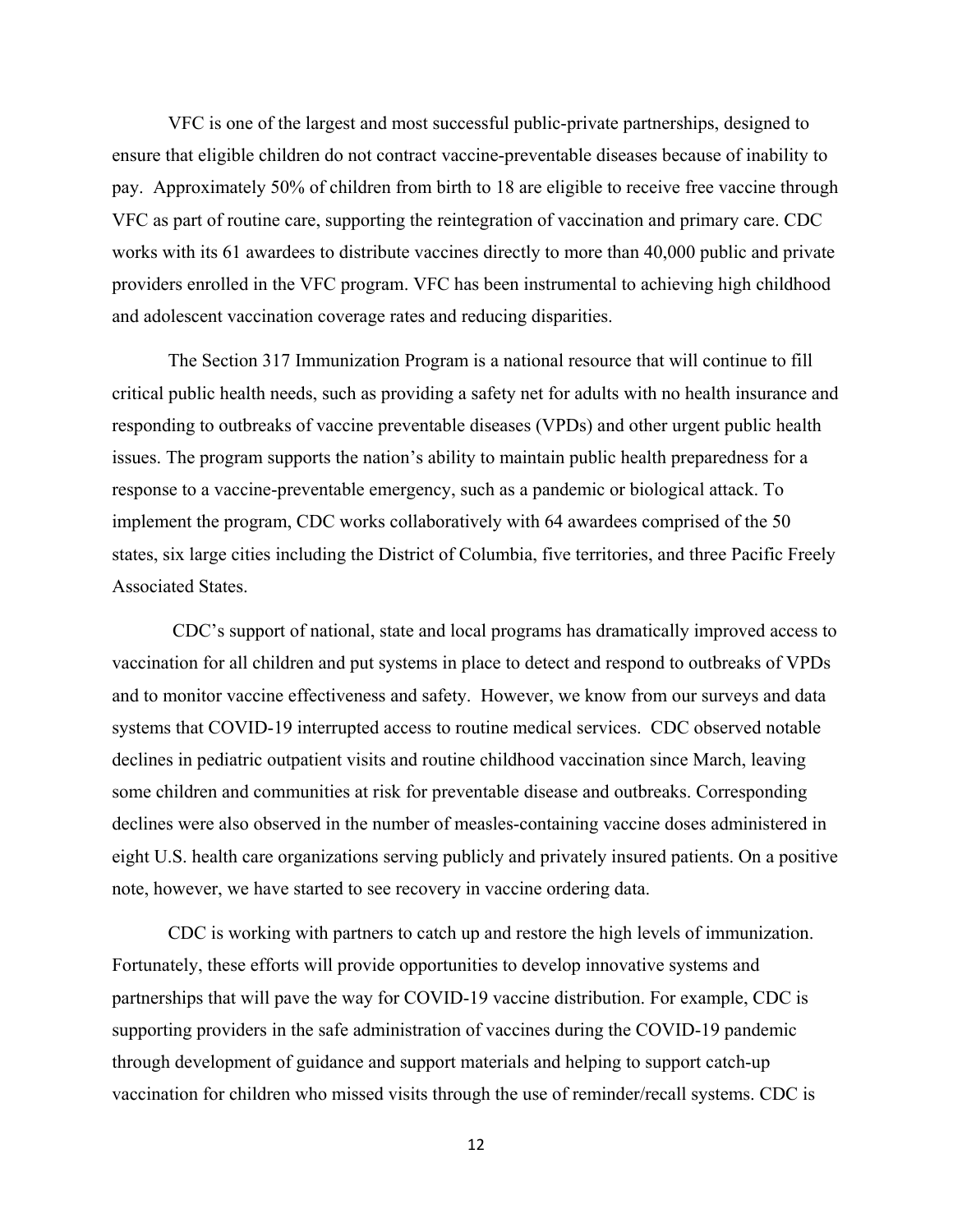VFC is one of the largest and most successful public-private partnerships, designed to ensure that eligible children do not contract vaccine-preventable diseases because of inability to pay. Approximately 50% of children from birth to 18 are eligible to receive free vaccine through VFC as part of routine care, supporting the reintegration of vaccination and primary care. CDC works with its 61 awardees to distribute vaccines directly to more than 40,000 public and private providers enrolled in the VFC program. VFC has been instrumental to achieving high childhood and adolescent vaccination coverage rates and reducing disparities.

The Section 317 Immunization Program is a national resource that will continue to fill critical public health needs, such as providing a safety net for adults with no health insurance and responding to outbreaks of vaccine preventable diseases (VPDs) and other urgent public health issues. The program supports the nation's ability to maintain public health preparedness for a response to a vaccine-preventable emergency, such as a pandemic or biological attack. To implement the program, CDC works collaboratively with 64 awardees comprised of the 50 states, six large cities including the District of Columbia, five territories, and three Pacific Freely Associated States.

CDC's support of national, state and local programs has dramatically improved access to vaccination for all children and put systems in place to detect and respond to outbreaks of VPDs and to monitor vaccine effectiveness and safety. However, we know from our surveys and data systems that COVID-19 interrupted access to routine medical services. CDC observed notable declines in pediatric outpatient visits and routine childhood vaccination since March, leaving some children and communities at risk for preventable disease and outbreaks. Corresponding declines were also observed in the number of measles-containing vaccine doses administered in eight U.S. health care organizations serving publicly and privately insured patients. On a positive note, however, we have started to see recovery in vaccine ordering data.

CDC is working with partners to catch up and restore the high levels of immunization. Fortunately, these efforts will provide opportunities to develop innovative systems and partnerships that will pave the way for COVID-19 vaccine distribution. For example, CDC is supporting providers in the safe administration of vaccines during the COVID-19 pandemic through development of guidance and support materials and helping to support catch-up vaccination for children who missed visits through the use of reminder/recall systems. CDC is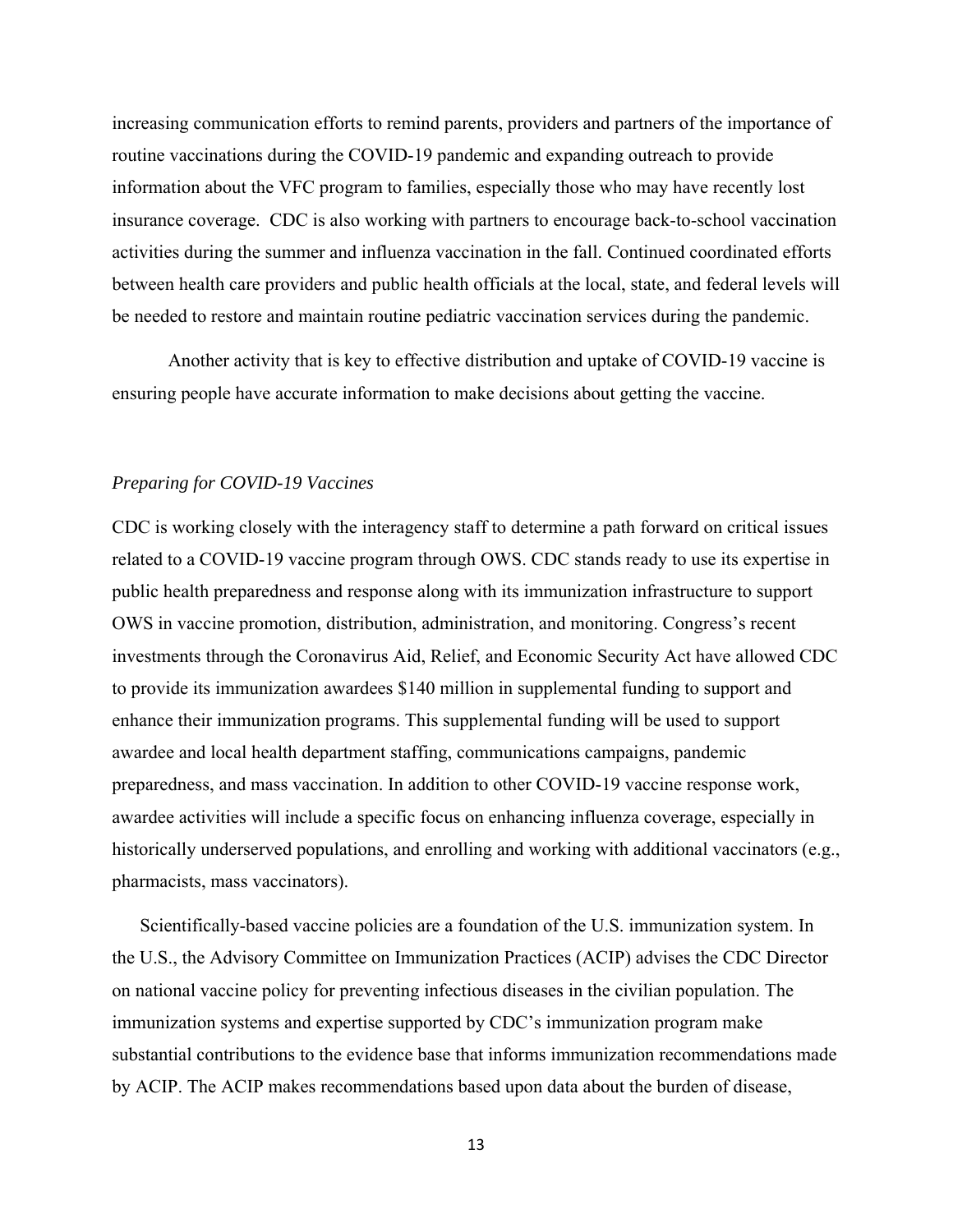increasing communication efforts to remind parents, providers and partners of the importance of routine vaccinations during the COVID-19 pandemic and expanding outreach to provide information about the VFC program to families, especially those who may have recently lost insurance coverage. CDC is also working with partners to encourage back-to-school vaccination activities during the summer and influenza vaccination in the fall. Continued coordinated efforts between health care providers and public health officials at the local, state, and federal levels will be needed to restore and maintain routine pediatric vaccination services during the pandemic.

Another activity that is key to effective distribution and uptake of COVID-19 vaccine is ensuring people have accurate information to make decisions about getting the vaccine.

*Preparing for COVID-19 Vaccines*

CDC is working closely with the interagency staff to determine a path forward on critical issues related to a COVID-19 vaccine program through OWS. CDC stands ready to use its expertise in public health preparedness and response along with its immunization infrastructure to support OWS in vaccine promotion, distribution, administration, and monitoring. Congress's recent investments through the Coronavirus Aid, Relief, and Economic Security Act have allowed CDC to provide its immunization awardees $140 million in supplemental funding to support and enhance their immunization programs. This supplemental funding will be used to support awardee and local health department staffing, communications campaigns, pandemic preparedness, and mass vaccination. In addition to other COVID-19 vaccine response work, awardee activities will include a specific focus on enhancing influenza coverage, especially in historically underserved populations, and enrolling and working with additional vaccinators (e.g., pharmacists, mass vaccinators).

Scientifically-based vaccine policies are a foundation of the U.S. immunization system. In the U.S., the Advisory Committee on Immunization Practices (ACIP) advises the CDC Director on national vaccine policy for preventing infectious diseases in the civilian population. The immunization systems and expertise supported by CDC's immunization program make substantial contributions to the evidence base that informs immunization recommendations made by ACIP. The ACIP makes recommendations based upon data about the burden of disease,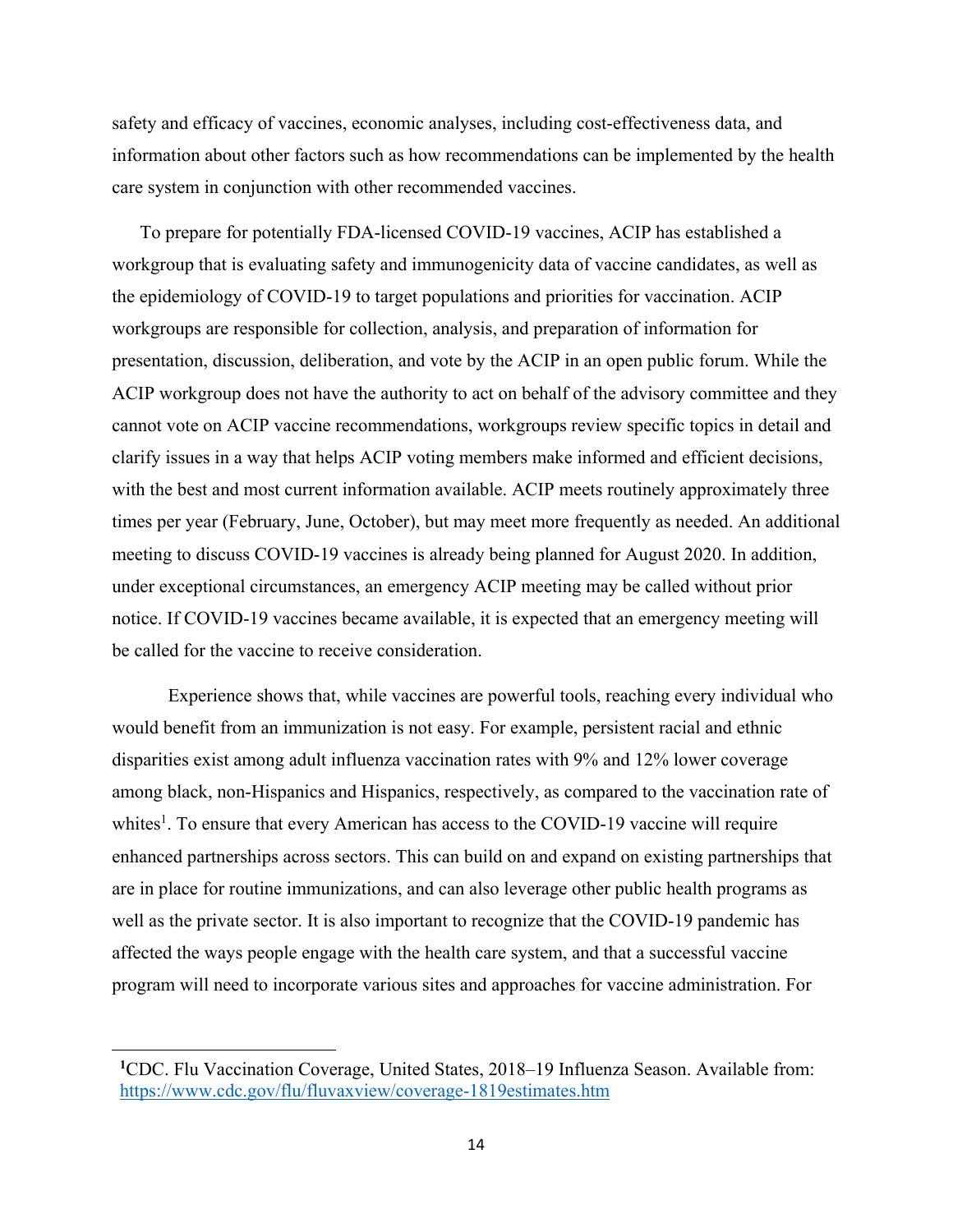safety and efficacy of vaccines, economic analyses, including cost-effectiveness data, and information about other factors such as how recommendations can be implemented by the health care system in conjunction with other recommended vaccines.

To prepare for potentially FDA-licensed COVID-19 vaccines, ACIP has established a workgroup that is evaluating safety and immunogenicity data of vaccine candidates, as well as the epidemiology of COVID-19 to target populations and priorities for vaccination. ACIP workgroups are responsible for collection, analysis, and preparation of information for presentation, discussion, deliberation, and vote by the ACIP in an open public forum. While the ACIP workgroup does not have the authority to act on behalf of the advisory committee and they cannot vote on ACIP vaccine recommendations, workgroups review specific topics in detail and clarify issues in a way that helps ACIP voting members make informed and efficient decisions, with the best and most current information available. ACIP meets routinely approximately three times per year (February, June, October), but may meet more frequently as needed. An additional meeting to discuss COVID-19 vaccines is already being planned for August 2020. In addition, under exceptional circumstances, an emergency ACIP meeting may be called without prior notice. If COVID-19 vaccines became available, it is expected that an emergency meeting will be called for the vaccine to receive consideration.

Experience shows that, while vaccines are powerful tools, reaching every individual who would benefit from an immunization is not easy. For example, persistent racial and ethnic disparities exist among adult influenza vaccination rates with 9% and 12% lower coverage among black, non-Hispanics and Hispanics, respectively, as compared to the vaccination rate of whites[1]. To ensure that every American has access to the COVID-19 vaccine will require enhanced partnerships across sectors. This can build on and expand on existing partnerships that are in place for routine immunizations, and can also leverage other public health programs as well as the private sector. It is also important to recognize that the COVID-19 pandemic has affected the ways people engage with the health care system, and that a successful vaccine program will need to incorporate various sites and approaches for vaccine administration. For

---

[1] CDC. Flu Vaccination Coverage, United States, 2018–19 Influenza Season. Available from: https://www.cdc.gov/flu/fluvaxview/coverage-1819estimates.htm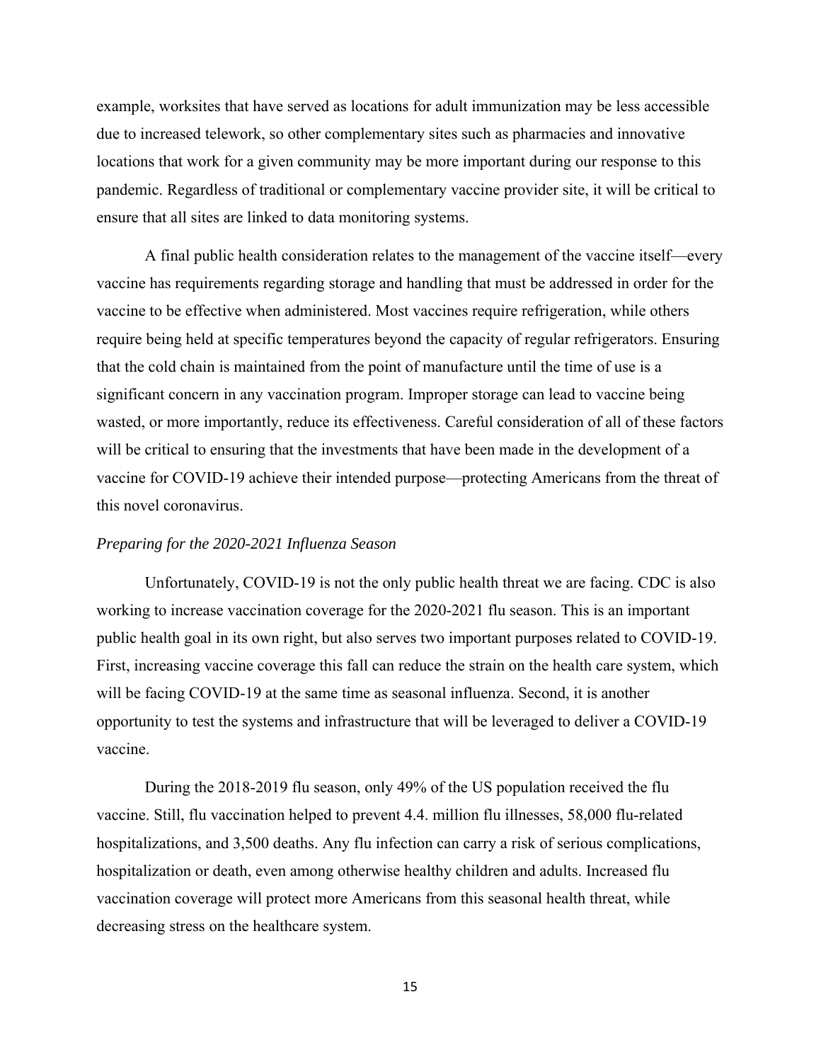example, worksites that have served as locations for adult immunization may be less accessible due to increased telework, so other complementary sites such as pharmacies and innovative locations that work for a given community may be more important during our response to this pandemic. Regardless of traditional or complementary vaccine provider site, it will be critical to ensure that all sites are linked to data monitoring systems.

A final public health consideration relates to the management of the vaccine itself—every vaccine has requirements regarding storage and handling that must be addressed in order for the vaccine to be effective when administered. Most vaccines require refrigeration, while others require being held at specific temperatures beyond the capacity of regular refrigerators. Ensuring that the cold chain is maintained from the point of manufacture until the time of use is a significant concern in any vaccination program. Improper storage can lead to vaccine being wasted, or more importantly, reduce its effectiveness. Careful consideration of all of these factors will be critical to ensuring that the investments that have been made in the development of a vaccine for COVID-19 achieve their intended purpose—protecting Americans from the threat of this novel coronavirus.

*Preparing for the 2020-2021 Influenza Season*

Unfortunately, COVID-19 is not the only public health threat we are facing. CDC is also working to increase vaccination coverage for the 2020-2021 flu season. This is an important public health goal in its own right, but also serves two important purposes related to COVID-19. First, increasing vaccine coverage this fall can reduce the strain on the health care system, which will be facing COVID-19 at the same time as seasonal influenza. Second, it is another opportunity to test the systems and infrastructure that will be leveraged to deliver a COVID-19 vaccine.

During the 2018-2019 flu season, only 49% of the US population received the flu vaccine. Still, flu vaccination helped to prevent 4.4. million flu illnesses, 58,000 flu-related hospitalizations, and 3,500 deaths. Any flu infection can carry a risk of serious complications, hospitalization or death, even among otherwise healthy children and adults. Increased flu vaccination coverage will protect more Americans from this seasonal health threat, while decreasing stress on the healthcare system.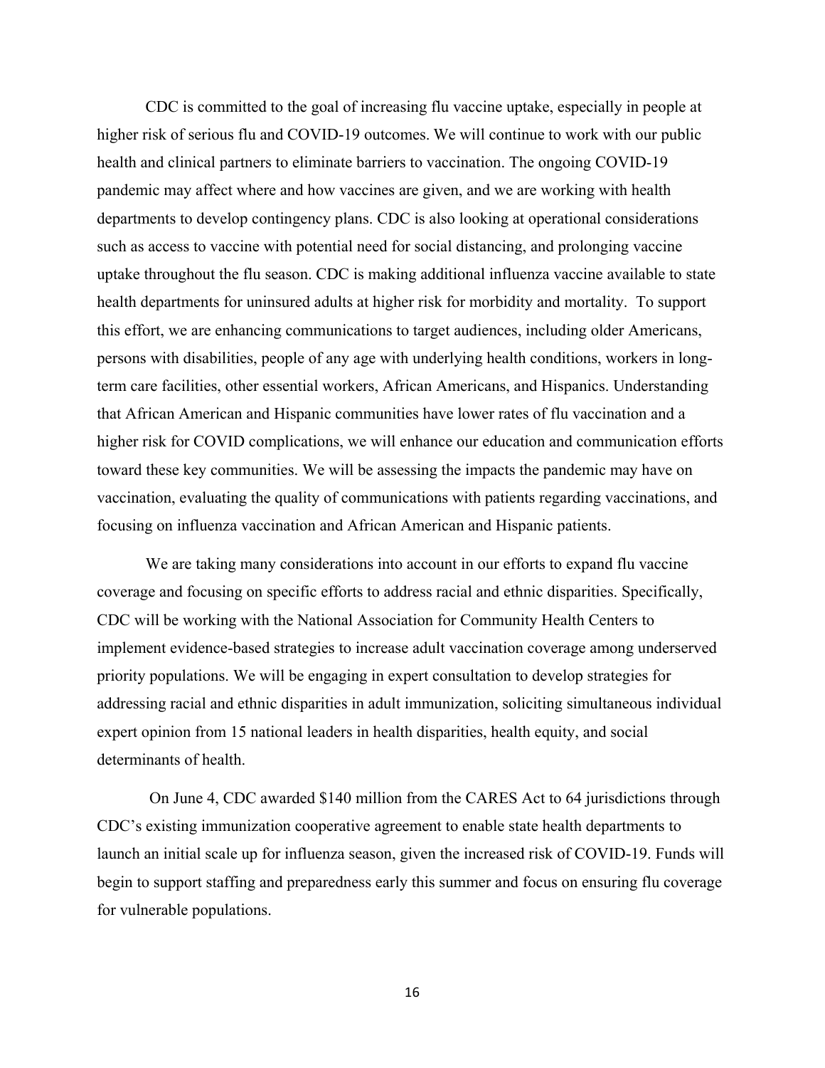CDC is committed to the goal of increasing flu vaccine uptake, especially in people at higher risk of serious flu and COVID-19 outcomes. We will continue to work with our public health and clinical partners to eliminate barriers to vaccination. The ongoing COVID-19 pandemic may affect where and how vaccines are given, and we are working with health departments to develop contingency plans. CDC is also looking at operational considerations such as access to vaccine with potential need for social distancing, and prolonging vaccine uptake throughout the flu season. CDC is making additional influenza vaccine available to state health departments for uninsured adults at higher risk for morbidity and mortality. To support this effort, we are enhancing communications to target audiences, including older Americans, persons with disabilities, people of any age with underlying health conditions, workers in long-term care facilities, other essential workers, African Americans, and Hispanics. Understanding that African American and Hispanic communities have lower rates of flu vaccination and a higher risk for COVID complications, we will enhance our education and communication efforts toward these key communities. We will be assessing the impacts the pandemic may have on vaccination, evaluating the quality of communications with patients regarding vaccinations, and focusing on influenza vaccination and African American and Hispanic patients.

We are taking many considerations into account in our efforts to expand flu vaccine coverage and focusing on specific efforts to address racial and ethnic disparities. Specifically, CDC will be working with the National Association for Community Health Centers to implement evidence-based strategies to increase adult vaccination coverage among underserved priority populations. We will be engaging in expert consultation to develop strategies for addressing racial and ethnic disparities in adult immunization, soliciting simultaneous individual expert opinion from 15 national leaders in health disparities, health equity, and social determinants of health.

On June 4, CDC awarded $140 million from the CARES Act to 64 jurisdictions through CDC's existing immunization cooperative agreement to enable state health departments to launch an initial scale up for influenza season, given the increased risk of COVID-19. Funds will begin to support staffing and preparedness early this summer and focus on ensuring flu coverage for vulnerable populations.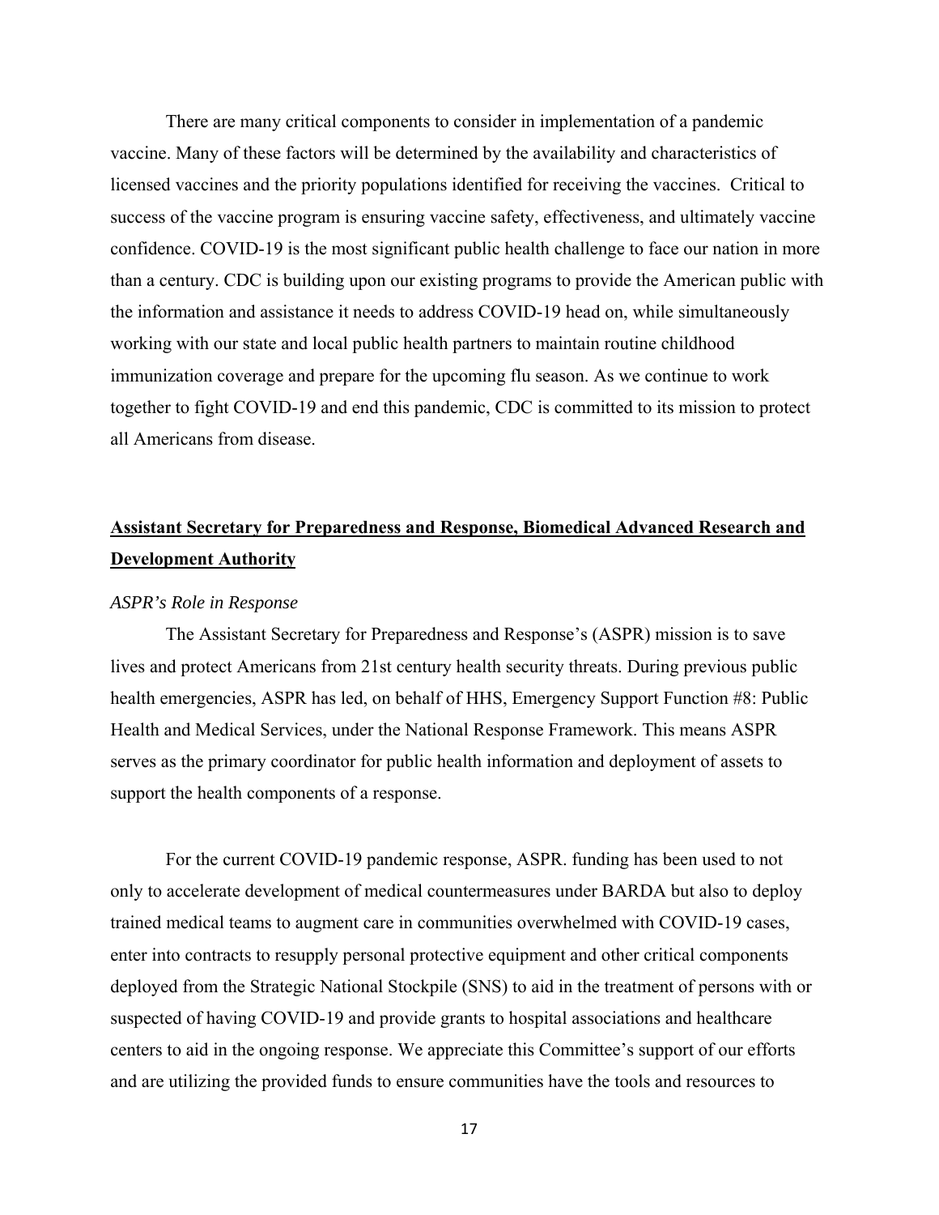There are many critical components to consider in implementation of a pandemic vaccine. Many of these factors will be determined by the availability and characteristics of licensed vaccines and the priority populations identified for receiving the vaccines. Critical to success of the vaccine program is ensuring vaccine safety, effectiveness, and ultimately vaccine confidence. COVID-19 is the most significant public health challenge to face our nation in more than a century. CDC is building upon our existing programs to provide the American public with the information and assistance it needs to address COVID-19 head on, while simultaneously working with our state and local public health partners to maintain routine childhood immunization coverage and prepare for the upcoming flu season. As we continue to work together to fight COVID-19 and end this pandemic, CDC is committed to its mission to protect all Americans from disease.

## Assistant Secretary for Preparedness and Response, Biomedical Advanced Research and Development Authority

*ASPR's Role in Response*

The Assistant Secretary for Preparedness and Response's (ASPR) mission is to save lives and protect Americans from 21st century health security threats. During previous public health emergencies, ASPR has led, on behalf of HHS, Emergency Support Function #8: Public Health and Medical Services, under the National Response Framework. This means ASPR serves as the primary coordinator for public health information and deployment of assets to support the health components of a response.

For the current COVID-19 pandemic response, ASPR. funding has been used to not only to accelerate development of medical countermeasures under BARDA but also to deploy trained medical teams to augment care in communities overwhelmed with COVID-19 cases, enter into contracts to resupply personal protective equipment and other critical components deployed from the Strategic National Stockpile (SNS) to aid in the treatment of persons with or suspected of having COVID-19 and provide grants to hospital associations and healthcare centers to aid in the ongoing response. We appreciate this Committee's support of our efforts and are utilizing the provided funds to ensure communities have the tools and resources to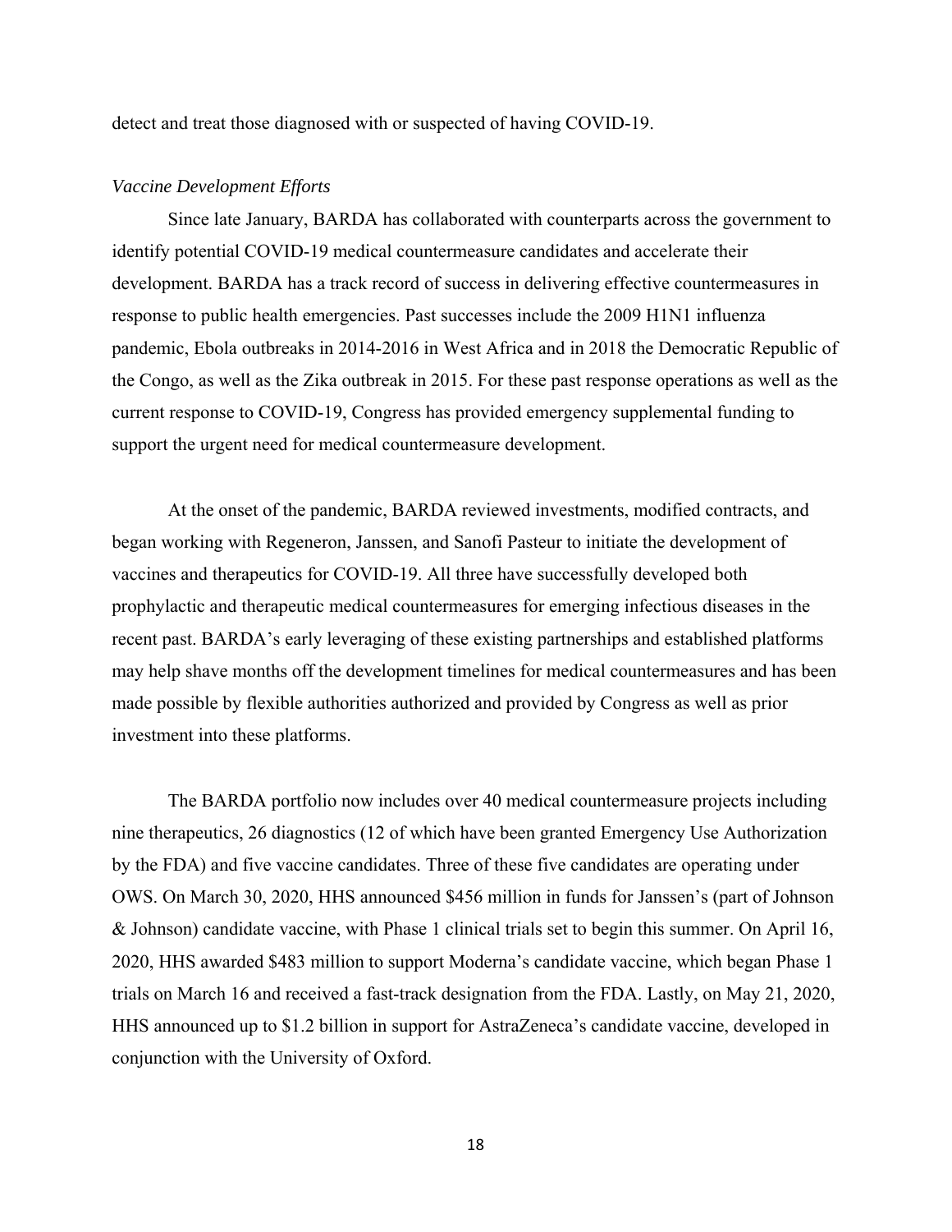detect and treat those diagnosed with or suspected of having COVID-19.

*Vaccine Development Efforts*

Since late January, BARDA has collaborated with counterparts across the government to identify potential COVID-19 medical countermeasure candidates and accelerate their development. BARDA has a track record of success in delivering effective countermeasures in response to public health emergencies. Past successes include the 2009 H1N1 influenza pandemic, Ebola outbreaks in 2014-2016 in West Africa and in 2018 the Democratic Republic of the Congo, as well as the Zika outbreak in 2015. For these past response operations as well as the current response to COVID-19, Congress has provided emergency supplemental funding to support the urgent need for medical countermeasure development.

At the onset of the pandemic, BARDA reviewed investments, modified contracts, and began working with Regeneron, Janssen, and Sanofi Pasteur to initiate the development of vaccines and therapeutics for COVID-19. All three have successfully developed both prophylactic and therapeutic medical countermeasures for emerging infectious diseases in the recent past. BARDA's early leveraging of these existing partnerships and established platforms may help shave months off the development timelines for medical countermeasures and has been made possible by flexible authorities authorized and provided by Congress as well as prior investment into these platforms.

The BARDA portfolio now includes over 40 medical countermeasure projects including nine therapeutics, 26 diagnostics (12 of which have been granted Emergency Use Authorization by the FDA) and five vaccine candidates. Three of these five candidates are operating under OWS. On March 30, 2020, HHS announced $456 million in funds for Janssen's (part of Johnson & Johnson) candidate vaccine, with Phase 1 clinical trials set to begin this summer. On April 16, 2020, HHS awarded $483 million to support Moderna's candidate vaccine, which began Phase 1 trials on March 16 and received a fast-track designation from the FDA. Lastly, on May 21, 2020, HHS announced up to $1.2 billion in support for AstraZeneca's candidate vaccine, developed in conjunction with the University of Oxford.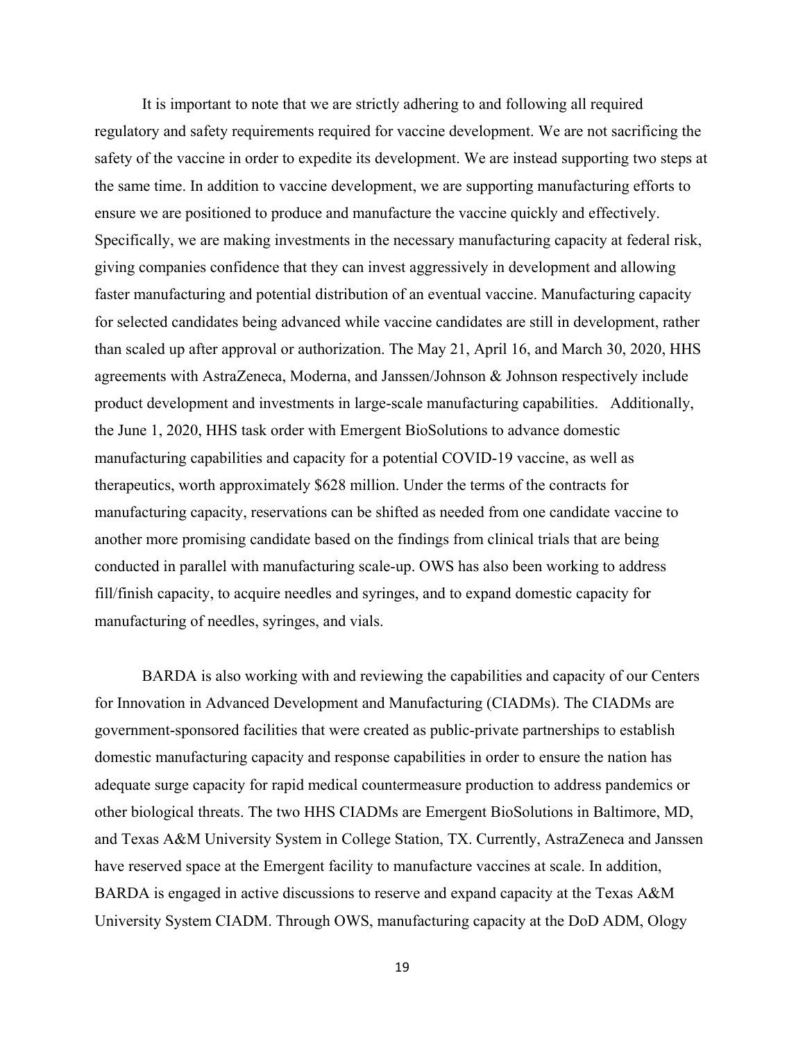It is important to note that we are strictly adhering to and following all required regulatory and safety requirements required for vaccine development. We are not sacrificing the safety of the vaccine in order to expedite its development. We are instead supporting two steps at the same time. In addition to vaccine development, we are supporting manufacturing efforts to ensure we are positioned to produce and manufacture the vaccine quickly and effectively. Specifically, we are making investments in the necessary manufacturing capacity at federal risk, giving companies confidence that they can invest aggressively in development and allowing faster manufacturing and potential distribution of an eventual vaccine. Manufacturing capacity for selected candidates being advanced while vaccine candidates are still in development, rather than scaled up after approval or authorization. The May 21, April 16, and March 30, 2020, HHS agreements with AstraZeneca, Moderna, and Janssen/Johnson & Johnson respectively include product development and investments in large-scale manufacturing capabilities. Additionally, the June 1, 2020, HHS task order with Emergent BioSolutions to advance domestic manufacturing capabilities and capacity for a potential COVID-19 vaccine, as well as therapeutics, worth approximately $628 million. Under the terms of the contracts for manufacturing capacity, reservations can be shifted as needed from one candidate vaccine to another more promising candidate based on the findings from clinical trials that are being conducted in parallel with manufacturing scale-up. OWS has also been working to address fill/finish capacity, to acquire needles and syringes, and to expand domestic capacity for manufacturing of needles, syringes, and vials.

BARDA is also working with and reviewing the capabilities and capacity of our Centers for Innovation in Advanced Development and Manufacturing (CIADMs). The CIADMs are government-sponsored facilities that were created as public-private partnerships to establish domestic manufacturing capacity and response capabilities in order to ensure the nation has adequate surge capacity for rapid medical countermeasure production to address pandemics or other biological threats. The two HHS CIADMs are Emergent BioSolutions in Baltimore, MD, and Texas A&M University System in College Station, TX. Currently, AstraZeneca and Janssen have reserved space at the Emergent facility to manufacture vaccines at scale. In addition, BARDA is engaged in active discussions to reserve and expand capacity at the Texas A&M University System CIADM. Through OWS, manufacturing capacity at the DoD ADM, Ology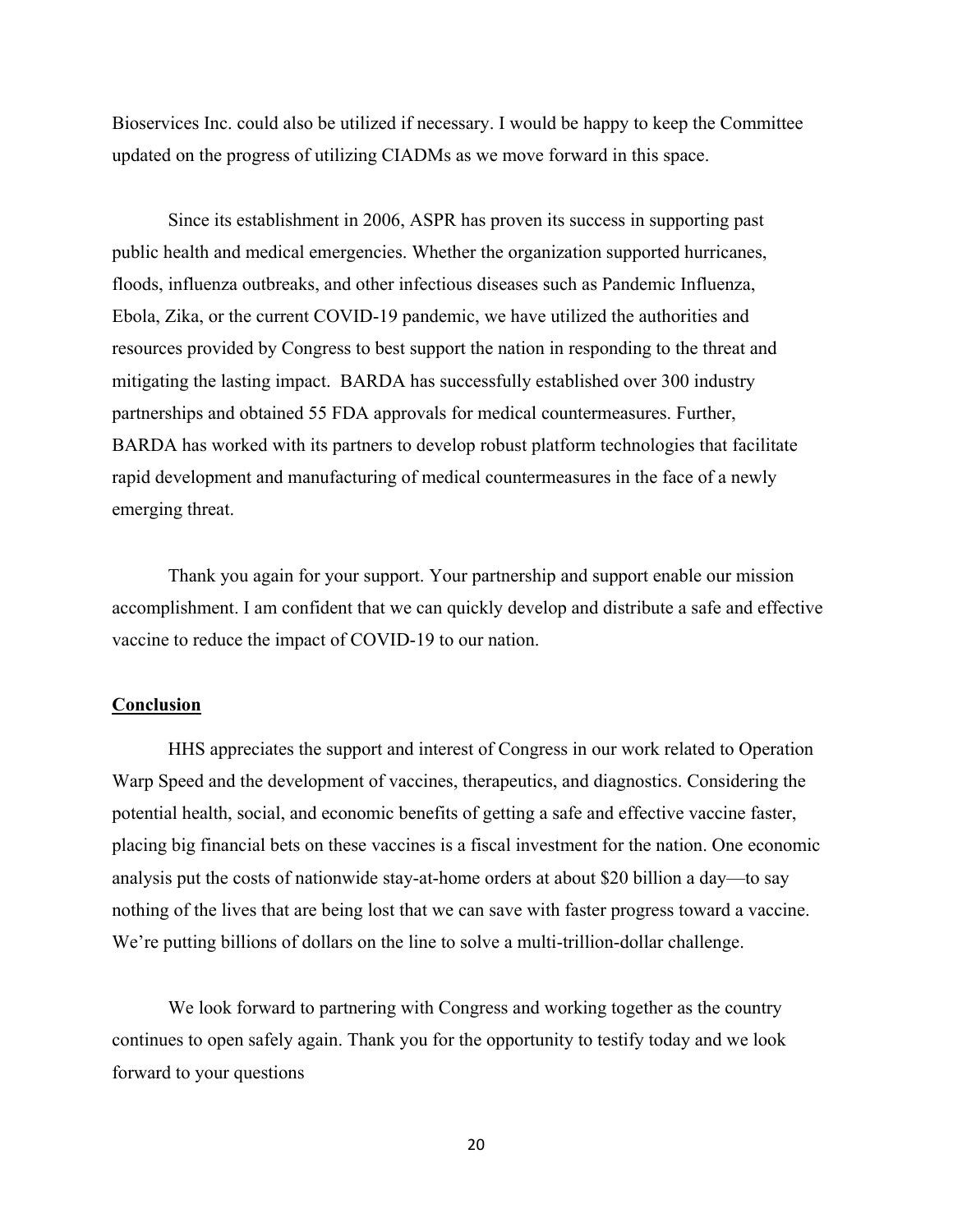Bioservices Inc. could also be utilized if necessary. I would be happy to keep the Committee updated on the progress of utilizing CIADMs as we move forward in this space.

Since its establishment in 2006, ASPR has proven its success in supporting past public health and medical emergencies. Whether the organization supported hurricanes, floods, influenza outbreaks, and other infectious diseases such as Pandemic Influenza, Ebola, Zika, or the current COVID-19 pandemic, we have utilized the authorities and resources provided by Congress to best support the nation in responding to the threat and mitigating the lasting impact. BARDA has successfully established over 300 industry partnerships and obtained 55 FDA approvals for medical countermeasures. Further, BARDA has worked with its partners to develop robust platform technologies that facilitate rapid development and manufacturing of medical countermeasures in the face of a newly emerging threat.

Thank you again for your support. Your partnership and support enable our mission accomplishment. I am confident that we can quickly develop and distribute a safe and effective vaccine to reduce the impact of COVID-19 to our nation.

## Conclusion

HHS appreciates the support and interest of Congress in our work related to Operation Warp Speed and the development of vaccines, therapeutics, and diagnostics. Considering the potential health, social, and economic benefits of getting a safe and effective vaccine faster, placing big financial bets on these vaccines is a fiscal investment for the nation. One economic analysis put the costs of nationwide stay-at-home orders at about $20 billion a day—to say nothing of the lives that are being lost that we can save with faster progress toward a vaccine. We're putting billions of dollars on the line to solve a multi-trillion-dollar challenge.

We look forward to partnering with Congress and working together as the country continues to open safely again. Thank you for the opportunity to testify today and we look forward to your questions